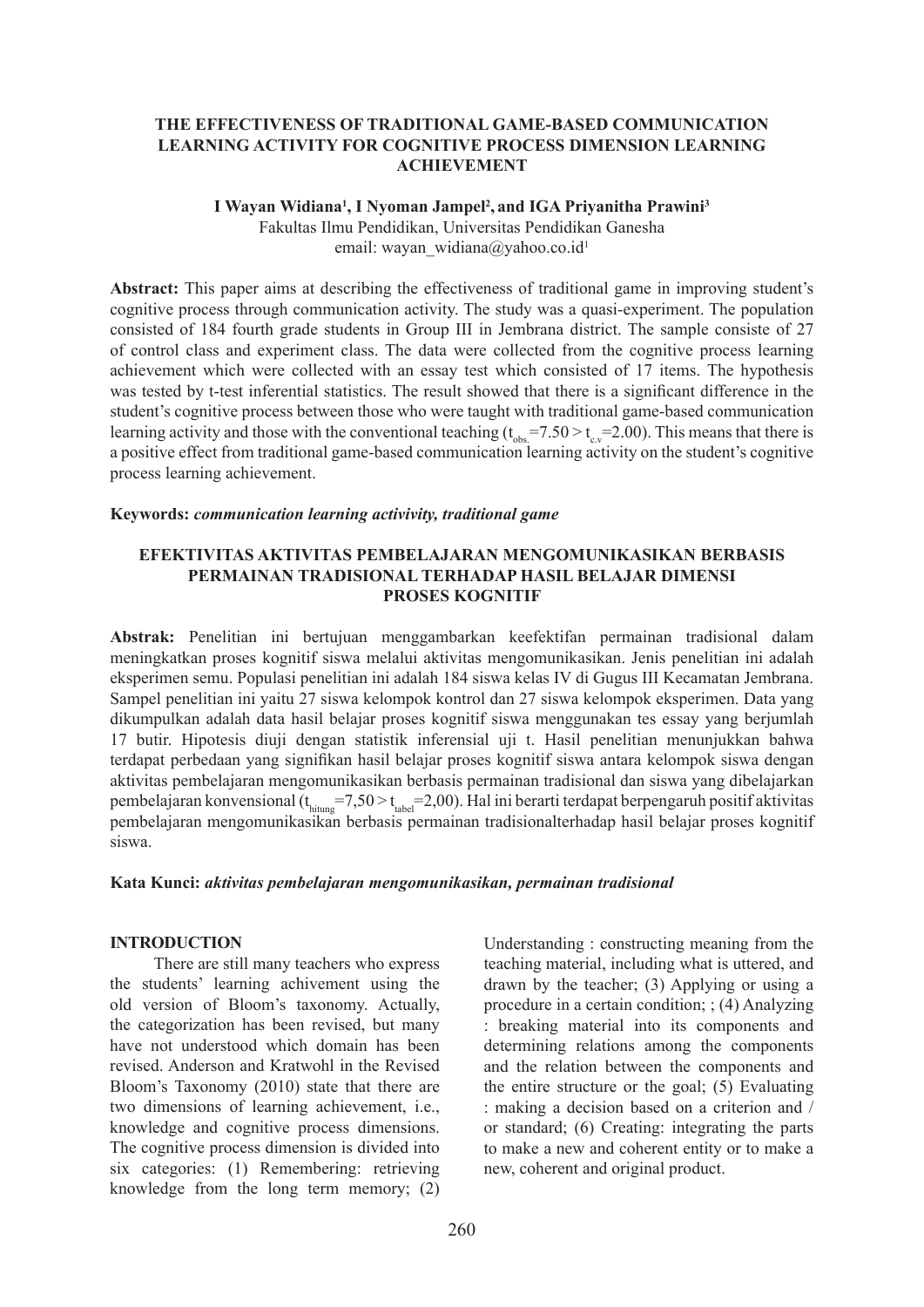# THE EFFECTIVENESS OF TRADITIONAL GAME-BASED COMMUNICATION LEARNING ACTIVITY FOR COGNITIVE PROCESS DIMENSION LEARNING ACHIEVEMENT

**I Wayan Widiana[1], I Nyoman Jampel[2], and IGA Priyanitha Prawini[3]**

Fakultas Ilmu Pendidikan, Universitas Pendidikan Ganesha

email: wayan_widiana@yahoo.co.id[1]

**Abstract:** This paper aims at describing the effectiveness of traditional game in improving student's cognitive process through communication activity. The study was a quasi-experiment. The population consisted of 184 fourth grade students in Group III in Jembrana district. The sample consiste of 27 of control class and experiment class. The data were collected from the cognitive process learning achievement which were collected with an essay test which consisted of 17 items. The hypothesis was tested by t-test inferential statistics. The result showed that there is a significant difference in the student's cognitive process between those who were taught with traditional game-based communication learning activity and those with the conventional teaching ($t_{obs.}$=7.50 > $t_{c.v}$=2.00). This means that there is a positive effect from traditional game-based communication learning activity on the student's cognitive process learning achievement.

**Keywords:** ***communication learning activivity, traditional game***

# EFEKTIVITAS AKTIVITAS PEMBELAJARAN MENGOMUNIKASIKAN BERBASIS PERMAINAN TRADISIONAL TERHADAP HASIL BELAJAR DIMENSI PROSES KOGNITIF

**Abstrak:** Penelitian ini bertujuan menggambarkan keefektifan permainan tradisional dalam meningkatkan proses kognitif siswa melalui aktivitas mengomunikasikan. Jenis penelitian ini adalah eksperimen semu. Populasi penelitian ini adalah 184 siswa kelas IV di Gugus III Kecamatan Jembrana. Sampel penelitian ini yaitu 27 siswa kelompok kontrol dan 27 siswa kelompok eksperimen. Data yang dikumpulkan adalah data hasil belajar proses kognitif siswa menggunakan tes essay yang berjumlah 17 butir. Hipotesis diuji dengan statistik inferensial uji t. Hasil penelitian menunjukkan bahwa terdapat perbedaan yang signifikan hasil belajar proses kognitif siswa antara kelompok siswa dengan aktivitas pembelajaran mengomunikasikan berbasis permainan tradisional dan siswa yang dibelajarkan pembelajaran konvensional ($t_{hitung}$=7,50 > $t_{tabel}$=2,00). Hal ini berarti terdapat berpengaruh positif aktivitas pembelajaran mengomunikasikan berbasis permainan tradisionalterhadap hasil belajar proses kognitif siswa.

**Kata Kunci:** ***aktivitas pembelajaran mengomunikasikan, permainan tradisional***

## INTRODUCTION

There are still many teachers who express the students' learning achivement using the old version of Bloom's taxonomy. Actually, the categorization has been revised, but many have not understood which domain has been revised. Anderson and Kratwohl in the Revised Bloom's Taxonomy (2010) state that there are two dimensions of learning achievement, i.e., knowledge and cognitive process dimensions. The cognitive process dimension is divided into six categories: (1) Remembering: retrieving knowledge from the long term memory; (2) Understanding : constructing meaning from the teaching material, including what is uttered, and drawn by the teacher; (3) Applying or using a procedure in a certain condition; ; (4) Analyzing : breaking material into its components and determining relations among the components and the relation between the components and the entire structure or the goal; (5) Evaluating : making a decision based on a criterion and / or standard; (6) Creating: integrating the parts to make a new and coherent entity or to make a new, coherent and original product.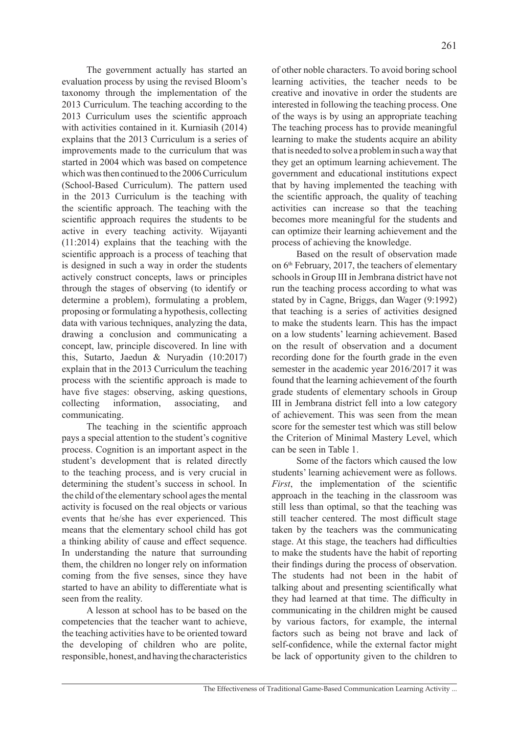The government actually has started an evaluation process by using the revised Bloom's taxonomy through the implementation of the 2013 Curriculum. The teaching according to the 2013 Curriculum uses the scientific approach with activities contained in it. Kurniasih (2014) explains that the 2013 Curriculum is a series of improvements made to the curriculum that was started in 2004 which was based on competence which was then continued to the 2006 Curriculum (School-Based Curriculum). The pattern used in the 2013 Curriculum is the teaching with the scientific approach. The teaching with the scientific approach requires the students to be active in every teaching activity. Wijayanti (11:2014) explains that the teaching with the scientific approach is a process of teaching that is designed in such a way in order the students actively construct concepts, laws or principles through the stages of observing (to identify or determine a problem), formulating a problem, proposing or formulating a hypothesis, collecting data with various techniques, analyzing the data, drawing a conclusion and communicating a concept, law, principle discovered. In line with this, Sutarto, Jaedun & Nuryadin (10:2017) explain that in the 2013 Curriculum the teaching process with the scientific approach is made to have five stages: observing, asking questions, collecting information, associating, and communicating.

The teaching in the scientific approach pays a special attention to the student's cognitive process. Cognition is an important aspect in the student's development that is related directly to the teaching process, and is very crucial in determining the student's success in school. In the child of the elementary school ages the mental activity is focused on the real objects or various events that he/she has ever experienced. This means that the elementary school child has got a thinking ability of cause and effect sequence. In understanding the nature that surrounding them, the children no longer rely on information coming from the five senses, since they have started to have an ability to differentiate what is seen from the reality.

A lesson at school has to be based on the competencies that the teacher want to achieve, the teaching activities have to be oriented toward the developing of children who are polite, responsible, honest, and having the characteristics of other noble characters. To avoid boring school learning activities, the teacher needs to be creative and inovative in order the students are interested in following the teaching process. One of the ways is by using an appropriate teaching The teaching process has to provide meaningful learning to make the students acquire an ability that is needed to solve a problem in such a way that they get an optimum learning achievement. The government and educational institutions expect that by having implemented the teaching with the scientific approach, the quality of teaching activities can increase so that the teaching becomes more meaningful for the students and can optimize their learning achievement and the process of achieving the knowledge.

Based on the result of observation made on 6th February, 2017, the teachers of elementary schools in Group III in Jembrana district have not run the teaching process according to what was stated by in Cagne, Briggs, dan Wager (9:1992) that teaching is a series of activities designed to make the students learn. This has the impact on a low students' learning achievement. Based on the result of observation and a document recording done for the fourth grade in the even semester in the academic year 2016/2017 it was found that the learning achievement of the fourth grade students of elementary schools in Group III in Jembrana district fell into a low category of achievement. This was seen from the mean score for the semester test which was still below the Criterion of Minimal Mastery Level, which can be seen in Table 1.

Some of the factors which caused the low students' learning achievement were as follows. *First*, the implementation of the scientific approach in the teaching in the classroom was still less than optimal, so that the teaching was still teacher centered. The most difficult stage taken by the teachers was the communicating stage. At this stage, the teachers had difficulties to make the students have the habit of reporting their findings during the process of observation. The students had not been in the habit of talking about and presenting scientifically what they had learned at that time. The difficulty in communicating in the children might be caused by various factors, for example, the internal factors such as being not brave and lack of self-confidence, while the external factor might be lack of opportunity given to the children to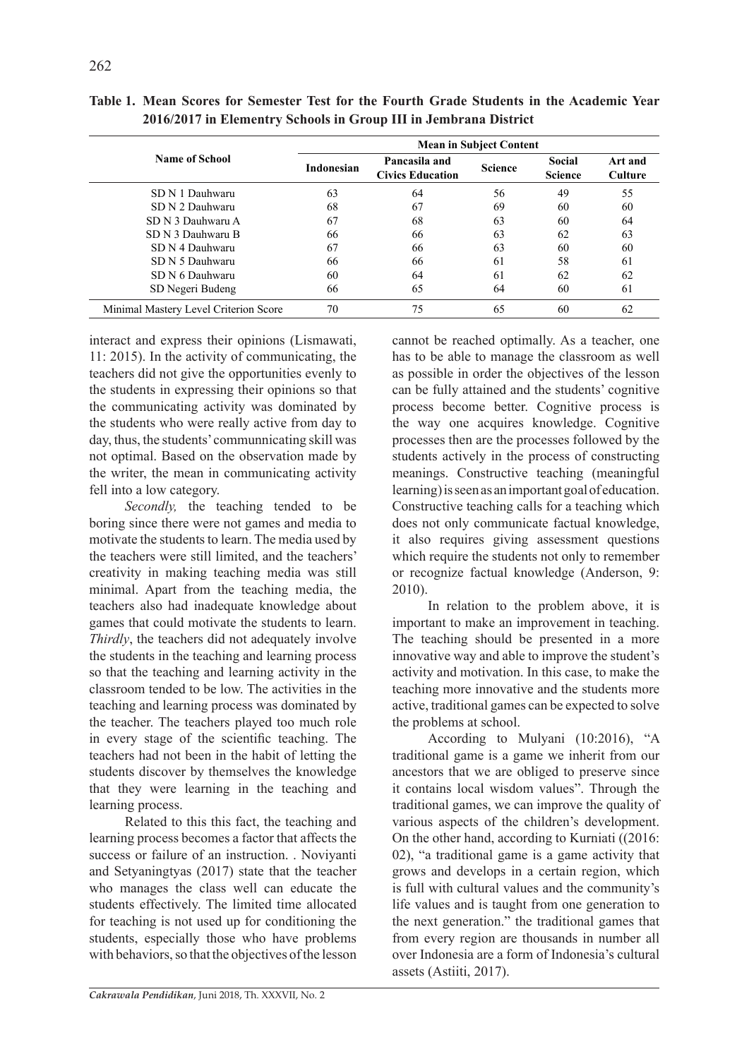**Table 1. Mean Scores for Semester Test for the Fourth Grade Students in the Academic Year 2016/2017 in Elementry Schools in Group III in Jembrana District**

| Name of School | Mean in Subject Content | | | | |
|---|---|---|---|---|---|
| | Indonesian | Pancasila and Civics Education | Science | Social Science | Art and Culture |
| SD N 1 Dauhwaru | 63 | 64 | 56 | 49 | 55 |
| SD N 2 Dauhwaru | 68 | 67 | 69 | 60 | 60 |
| SD N 3 Dauhwaru A | 67 | 68 | 63 | 60 | 64 |
| SD N 3 Dauhwaru B | 66 | 66 | 63 | 62 | 63 |
| SD N 4 Dauhwaru | 67 | 66 | 63 | 60 | 60 |
| SD N 5 Dauhwaru | 66 | 66 | 61 | 58 | 61 |
| SD N 6 Dauhwaru | 60 | 64 | 61 | 62 | 62 |
| SD Negeri Budeng | 66 | 65 | 64 | 60 | 61 |
| Minimal Mastery Level Criterion Score | 70 | 75 | 65 | 60 | 62 |

interact and express their opinions (Lismawati, 11: 2015). In the activity of communicating, the teachers did not give the opportunities evenly to the students in expressing their opinions so that the communicating activity was dominated by the students who were really active from day to day, thus, the students' communnicating skill was not optimal. Based on the observation made by the writer, the mean in communicating activity fell into a low category.

*Secondly,* the teaching tended to be boring since there were not games and media to motivate the students to learn. The media used by the teachers were still limited, and the teachers' creativity in making teaching media was still minimal. Apart from the teaching media, the teachers also had inadequate knowledge about games that could motivate the students to learn. *Thirdly*, the teachers did not adequately involve the students in the teaching and learning process so that the teaching and learning activity in the classroom tended to be low. The activities in the teaching and learning process was dominated by the teacher. The teachers played too much role in every stage of the scientific teaching. The teachers had not been in the habit of letting the students discover by themselves the knowledge that they were learning in the teaching and learning process.

Related to this this fact, the teaching and learning process becomes a factor that affects the success or failure of an instruction. . Noviyanti and Setyaningtyas (2017) state that the teacher who manages the class well can educate the students effectively. The limited time allocated for teaching is not used up for conditioning the students, especially those who have problems with behaviors, so that the objectives of the lesson cannot be reached optimally. As a teacher, one has to be able to manage the classroom as well as possible in order the objectives of the lesson can be fully attained and the students' cognitive process become better. Cognitive process is the way one acquires knowledge. Cognitive processes then are the processes followed by the students actively in the process of constructing meanings. Constructive teaching (meaningful learning) is seen as an important goal of education. Constructive teaching calls for a teaching which does not only communicate factual knowledge, it also requires giving assessment questions which require the students not only to remember or recognize factual knowledge (Anderson, 9: 2010).

In relation to the problem above, it is important to make an improvement in teaching. The teaching should be presented in a more innovative way and able to improve the student's activity and motivation. In this case, to make the teaching more innovative and the students more active, traditional games can be expected to solve the problems at school.

According to Mulyani (10:2016), "A traditional game is a game we inherit from our ancestors that we are obliged to preserve since it contains local wisdom values". Through the traditional games, we can improve the quality of various aspects of the children's development. On the other hand, according to Kurniati ((2016: 02), "a traditional game is a game activity that grows and develops in a certain region, which is full with cultural values and the community's life values and is taught from one generation to the next generation." the traditional games that from every region are thousands in number all over Indonesia are a form of Indonesia's cultural assets (Astiiti, 2017).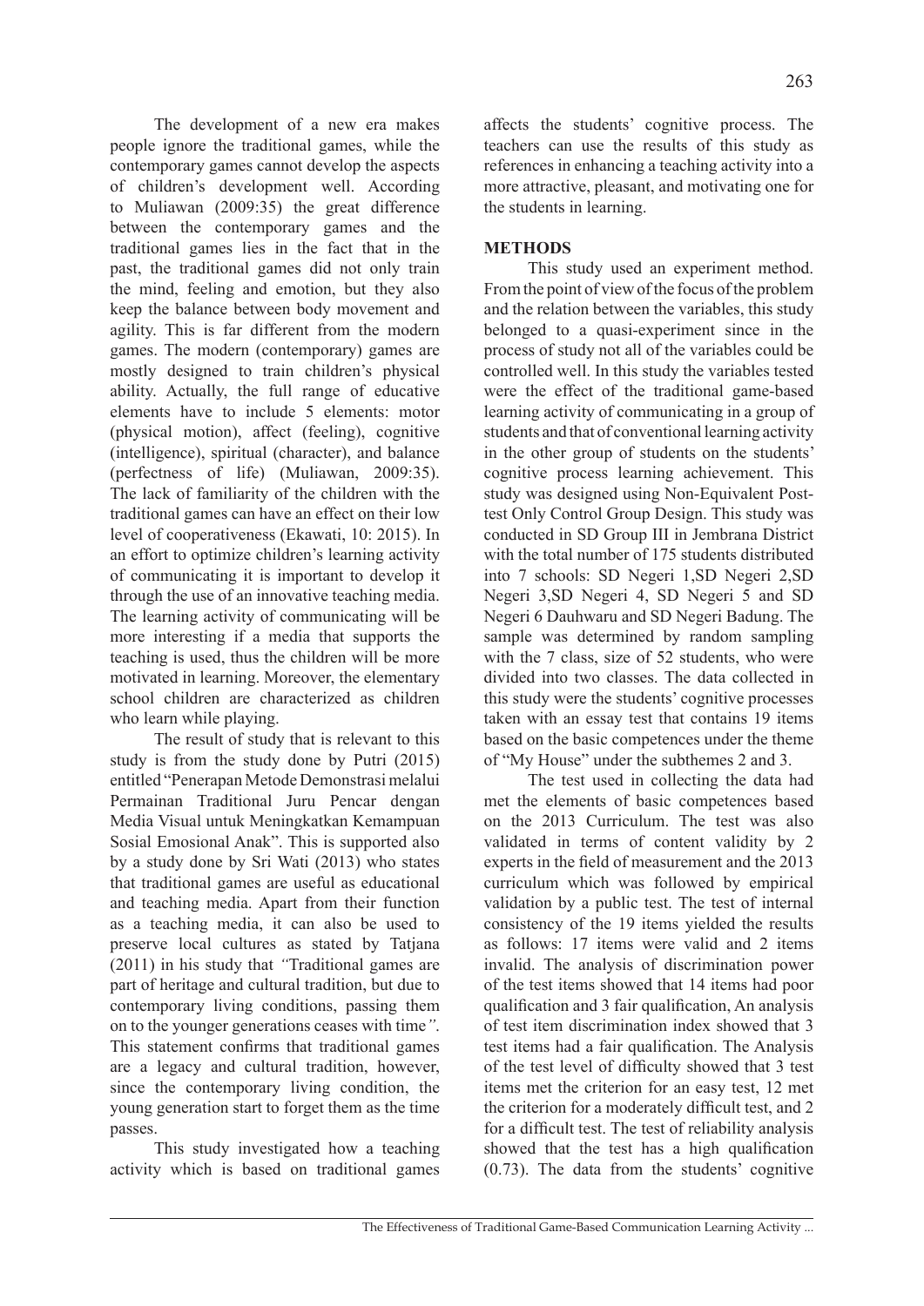The development of a new era makes people ignore the traditional games, while the contemporary games cannot develop the aspects of children's development well. According to Muliawan (2009:35) the great difference between the contemporary games and the traditional games lies in the fact that in the past, the traditional games did not only train the mind, feeling and emotion, but they also keep the balance between body movement and agility. This is far different from the modern games. The modern (contemporary) games are mostly designed to train children's physical ability. Actually, the full range of educative elements have to include 5 elements: motor (physical motion), affect (feeling), cognitive (intelligence), spiritual (character), and balance (perfectness of life) (Muliawan, 2009:35). The lack of familiarity of the children with the traditional games can have an effect on their low level of cooperativeness (Ekawati, 10: 2015). In an effort to optimize children's learning activity of communicating it is important to develop it through the use of an innovative teaching media. The learning activity of communicating will be more interesting if a media that supports the teaching is used, thus the children will be more motivated in learning. Moreover, the elementary school children are characterized as children who learn while playing.

The result of study that is relevant to this study is from the study done by Putri (2015) entitled "Penerapan Metode Demonstrasi melalui Permainan Traditional Juru Pencar dengan Media Visual untuk Meningkatkan Kemampuan Sosial Emosional Anak". This is supported also by a study done by Sri Wati (2013) who states that traditional games are useful as educational and teaching media. Apart from their function as a teaching media, it can also be used to preserve local cultures as stated by Tatjana (2011) in his study that *"Traditional games are part of heritage and cultural tradition, but due to contemporary living conditions, passing them on to the younger generations ceases with time"*. This statement confirms that traditional games are a legacy and cultural tradition, however, since the contemporary living condition, the young generation start to forget them as the time passes.

This study investigated how a teaching activity which is based on traditional games affects the students' cognitive process. The teachers can use the results of this study as references in enhancing a teaching activity into a more attractive, pleasant, and motivating one for the students in learning.

## METHODS

This study used an experiment method. From the point of view of the focus of the problem and the relation between the variables, this study belonged to a quasi-experiment since in the process of study not all of the variables could be controlled well. In this study the variables tested were the effect of the traditional game-based learning activity of communicating in a group of students and that of conventional learning activity in the other group of students on the students' cognitive process learning achievement. This study was designed using Non-Equivalent Post-test Only Control Group Design. This study was conducted in SD Group III in Jembrana District with the total number of 175 students distributed into 7 schools: SD Negeri 1,SD Negeri 2,SD Negeri 3,SD Negeri 4, SD Negeri 5 and SD Negeri 6 Dauhwaru and SD Negeri Badung. The sample was determined by random sampling with the 7 class, size of 52 students, who were divided into two classes. The data collected in this study were the students' cognitive processes taken with an essay test that contains 19 items based on the basic competences under the theme of "My House" under the subthemes 2 and 3.

The test used in collecting the data had met the elements of basic competences based on the 2013 Curriculum. The test was also validated in terms of content validity by 2 experts in the field of measurement and the 2013 curriculum which was followed by empirical validation by a public test. The test of internal consistency of the 19 items yielded the results as follows: 17 items were valid and 2 items invalid. The analysis of discrimination power of the test items showed that 14 items had poor qualification and 3 fair qualification, An analysis of test item discrimination index showed that 3 test items had a fair qualification. The Analysis of the test level of difficulty showed that 3 test items met the criterion for an easy test, 12 met the criterion for a moderately difficult test, and 2 for a difficult test. The test of reliability analysis showed that the test has a high qualification (0.73). The data from the students' cognitive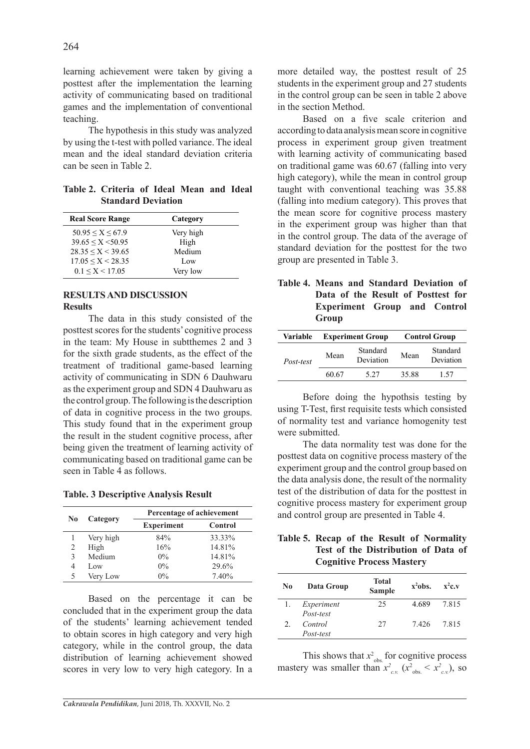learning achievement were taken by giving a posttest after the implementation the learning activity of communicating based on traditional games and the implementation of conventional teaching.

The hypothesis in this study was analyzed by using the t-test with polled variance. The ideal mean and the ideal standard deviation criteria can be seen in Table 2.

**Table 2. Criteria of Ideal Mean and Ideal Standard Deviation**

| Real Score Range | Category |
|---|---|
| $50.95 \leq X \leq 67.9$ | Very high |
| $39.65 \leq X < 50.95$ | High |
| $28.35 \leq X < 39.65$ | Medium |
| $17.05 \leq X < 28.35$ | Low |
| $0.1 \leq X < 17.05$ | Very low |

## RESULTS AND DISCUSSION

### Results

The data in this study consisted of the posttest scores for the students' cognitive process in the team: My House in subtthemes 2 and 3 for the sixth grade students, as the effect of the treatment of traditional game-based learning activity of communicating in SDN 6 Dauhwaru as the experiment group and SDN 4 Dauhwaru as the control group. The following is the description of data in cognitive process in the two groups. This study found that in the experiment group the result in the student cognitive process, after being given the treatment of learning activity of communicating based on traditional game can be seen in Table 4 as follows.

**Table. 3 Descriptive Analysis Result**

| No | Category | Percentage of achievement | |
|---|---|---|---|
| | | Experiment | Control |
| 1 | Very high | 84% | 33.33% |
| 2 | High | 16% | 14.81% |
| 3 | Medium | 0% | 14.81% |
| 4 | Low | 0% | 29.6% |
| 5 | Very Low | 0% | 7.40% |

Based on the percentage it can be concluded that in the experiment group the data of the students' learning achievement tended to obtain scores in high category and very high category, while in the control group, the data distribution of learning achievement showed scores in very low to very high category. In a more detailed way, the posttest result of 25 students in the experiment group and 27 students in the control group can be seen in table 2 above in the section Method.

Based on a five scale criterion and according to data analysis mean score in cognitive process in experiment group given treatment with learning activity of communicating based on traditional game was 60.67 (falling into very high category), while the mean in control group taught with conventional teaching was 35.88 (falling into medium category). This proves that the mean score for cognitive process mastery in the experiment group was higher than that in the control group. The data of the average of standard deviation for the posttest for the two group are presented in Table 3.

**Table 4. Means and Standard Deviation of Data of the Result of Posttest for Experiment Group and Control Group**

| Variable | Experiment Group | | Control Group | |
|---|---|---|---|---|
| | Mean | Standard Deviation | Mean | Standard Deviation |
| *Post-test* | 60.67 | 5.27 | 35.88 | 1.57 |

Before doing the hypothsis testing by using T-Test, first requisite tests which consisted of normality test and variance homogenity test were submitted.

The data normality test was done for the posttest data on cognitive process mastery of the experiment group and the control group based on the data analysis done, the result of the normality test of the distribution of data for the posttest in cognitive process mastery for experiment group and control group are presented in Table 4.

**Table 5. Recap of the Result of Normality Test of the Distribution of Data of Cognitive Process Mastery**

| No | Data Group | Total Sample | $x^2$obs. | $x^2$c.v |
|---|---|---|---|---|
| 1. | *Experiment Post-test* | 25 | 4.689 | 7.815 |
| 2. | *Control Post-test* | 27 | 7.426 | 7.815 |

This shows that $x^2_{obs.}$ for cognitive process mastery was smaller than $x^2_{c.v.}$ ($x^2_{obs.} < x^2_{c.v.}$), so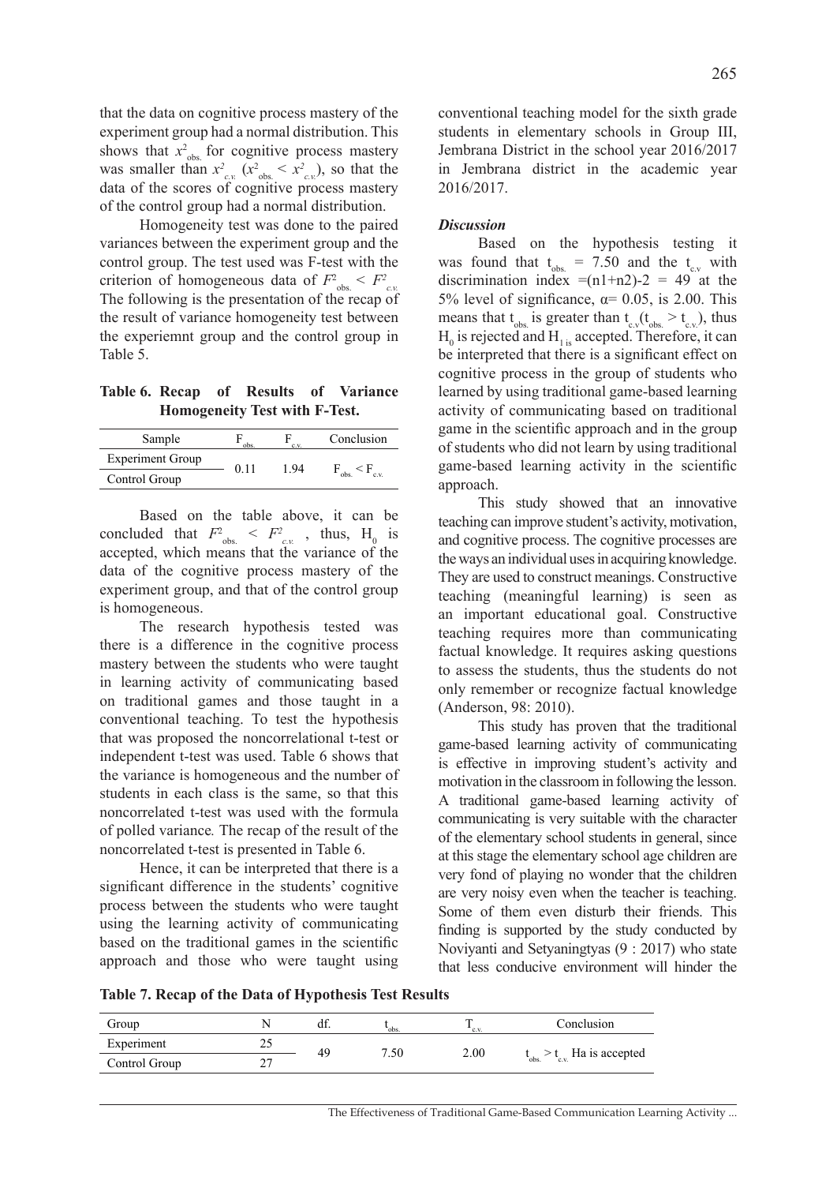that the data on cognitive process mastery of the experiment group had a normal distribution. This shows that $x^2_{obs.}$ for cognitive process mastery was smaller than $x^2_{c.v.}$ ($x^2_{obs.} < x^2_{c.v.}$), so that the data of the scores of cognitive process mastery of the control group had a normal distribution.

Homogeneity test was done to the paired variances between the experiment group and the control group. The test used was F-test with the criterion of homogeneous data of $F^2_{obs.} < F^2_{c.v.}$ The following is the presentation of the recap of the result of variance homogeneity test between the experiemnt group and the control group in Table 5.

**Table 6. Recap of Results of Variance Homogeneity Test with F-Test.**

| Sample | $F_{obs.}$ | $F_{c.v.}$ | Conclusion |
|---|---|---|---|
| Experiment Group | 0.11 | 1.94 | $F_{obs.} < F_{c.v.}$ |
| Control Group | | | |

Based on the table above, it can be concluded that $F^2_{obs.} < F^2_{c.v.}$ , thus, $H_0$ is accepted, which means that the variance of the data of the cognitive process mastery of the experiment group, and that of the control group is homogeneous.

The research hypothesis tested was there is a difference in the cognitive process mastery between the students who were taught in learning activity of communicating based on traditional games and those taught in a conventional teaching. To test the hypothesis that was proposed the noncorrelational t-test or independent t-test was used. Table 6 shows that the variance is homogeneous and the number of students in each class is the same, so that this noncorrelated t-test was used with the formula of polled variance*.* The recap of the result of the noncorrelated t-test is presented in Table 6.

Hence, it can be interpreted that there is a significant difference in the students' cognitive process between the students who were taught using the learning activity of communicating based on the traditional games in the scientific approach and those who were taught using conventional teaching model for the sixth grade students in elementary schools in Group III, Jembrana District in the school year 2016/2017 in Jembrana district in the academic year 2016/2017.

***Discussion***

Based on the hypothesis testing it was found that $t_{obs.} = 7.50$ and the $t_{c.v}$ with discrimination index $=(n1+n2)-2 = 49$ at the 5% level of significance, $\alpha= 0.05$, is 2.00. This means that $t_{obs.}$ is greater than $t_{c.v}$($t_{obs.} > t_{c.v.}$), thus $H_0$ is rejected and $H_1$ is accepted. Therefore, it can be interpreted that there is a significant effect on cognitive process in the group of students who learned by using traditional game-based learning activity of communicating based on traditional game in the scientific approach and in the group of students who did not learn by using traditional game-based learning activity in the scientific approach.

This study showed that an innovative teaching can improve student's activity, motivation, and cognitive process. The cognitive processes are the ways an individual uses in acquiring knowledge. They are used to construct meanings. Constructive teaching (meaningful learning) is seen as an important educational goal. Constructive teaching requires more than communicating factual knowledge. It requires asking questions to assess the students, thus the students do not only remember or recognize factual knowledge (Anderson, 98: 2010).

This study has proven that the traditional game-based learning activity of communicating is effective in improving student's activity and motivation in the classroom in following the lesson. A traditional game-based learning activity of communicating is very suitable with the character of the elementary school students in general, since at this stage the elementary school age children are very fond of playing no wonder that the children are very noisy even when the teacher is teaching. Some of them even disturb their friends. This finding is supported by the study conducted by Noviyanti and Setyaningtyas (9 : 2017) who state that less conducive environment will hinder the

**Table 7. Recap of the Data of Hypothesis Test Results**

| Group | N | df. | $t_{obs.}$ | $T_{c.v.}$ | Conclusion |
|---|---|---|---|---|---|
| Experiment | 25 | 49 | 7.50 | 2.00 | $t_{obs.} > t_{c.v.}$ Ha is accepted |
| Control Group | 27 | | | | |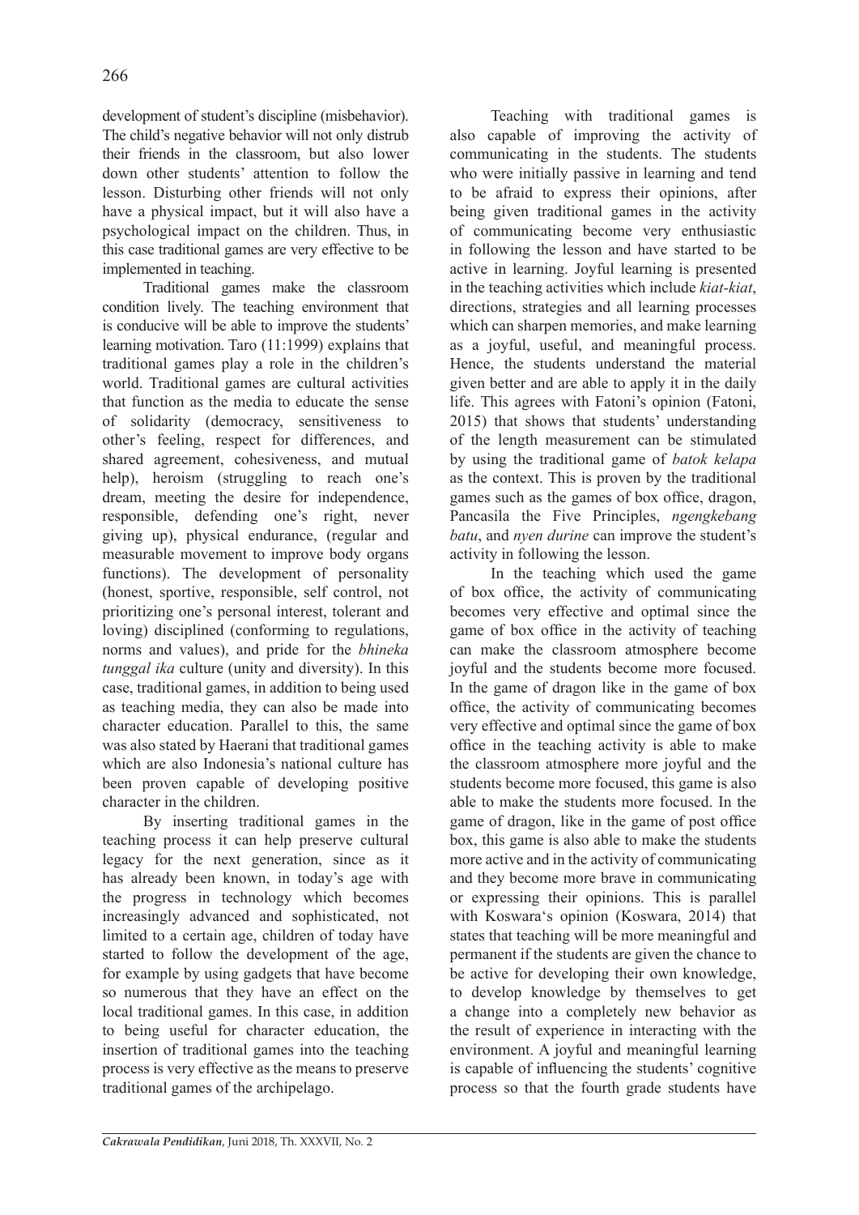development of student's discipline (misbehavior). The child's negative behavior will not only distrub their friends in the classroom, but also lower down other students' attention to follow the lesson. Disturbing other friends will not only have a physical impact, but it will also have a psychological impact on the children. Thus, in this case traditional games are very effective to be implemented in teaching.

Traditional games make the classroom condition lively. The teaching environment that is conducive will be able to improve the students' learning motivation. Taro (11:1999) explains that traditional games play a role in the children's world. Traditional games are cultural activities that function as the media to educate the sense of solidarity (democracy, sensitiveness to other's feeling, respect for differences, and shared agreement, cohesiveness, and mutual help), heroism (struggling to reach one's dream, meeting the desire for independence, responsible, defending one's right, never giving up), physical endurance, (regular and measurable movement to improve body organs functions). The development of personality (honest, sportive, responsible, self control, not prioritizing one's personal interest, tolerant and loving) disciplined (conforming to regulations, norms and values), and pride for the *bhineka tunggal ika* culture (unity and diversity). In this case, traditional games, in addition to being used as teaching media, they can also be made into character education. Parallel to this, the same was also stated by Haerani that traditional games which are also Indonesia's national culture has been proven capable of developing positive character in the children.

By inserting traditional games in the teaching process it can help preserve cultural legacy for the next generation, since as it has already been known, in today's age with the progress in technology which becomes increasingly advanced and sophisticated, not limited to a certain age, children of today have started to follow the development of the age, for example by using gadgets that have become so numerous that they have an effect on the local traditional games. In this case, in addition to being useful for character education, the insertion of traditional games into the teaching process is very effective as the means to preserve traditional games of the archipelago.

Teaching with traditional games is also capable of improving the activity of communicating in the students. The students who were initially passive in learning and tend to be afraid to express their opinions, after being given traditional games in the activity of communicating become very enthusiastic in following the lesson and have started to be active in learning. Joyful learning is presented in the teaching activities which include *kiat-kiat*, directions, strategies and all learning processes which can sharpen memories, and make learning as a joyful, useful, and meaningful process. Hence, the students understand the material given better and are able to apply it in the daily life. This agrees with Fatoni's opinion (Fatoni, 2015) that shows that students' understanding of the length measurement can be stimulated by using the traditional game of *batok kelapa* as the context. This is proven by the traditional games such as the games of box office, dragon, Pancasila the Five Principles, *ngengkebang batu*, and *nyen durine* can improve the student's activity in following the lesson.

In the teaching which used the game of box office, the activity of communicating becomes very effective and optimal since the game of box office in the activity of teaching can make the classroom atmosphere become joyful and the students become more focused. In the game of dragon like in the game of box office, the activity of communicating becomes very effective and optimal since the game of box office in the teaching activity is able to make the classroom atmosphere more joyful and the students become more focused, this game is also able to make the students more focused. In the game of dragon, like in the game of post office box, this game is also able to make the students more active and in the activity of communicating and they become more brave in communicating or expressing their opinions. This is parallel with Koswara's opinion (Koswara, 2014) that states that teaching will be more meaningful and permanent if the students are given the chance to be active for developing their own knowledge, to develop knowledge by themselves to get a change into a completely new behavior as the result of experience in interacting with the environment. A joyful and meaningful learning is capable of influencing the students' cognitive process so that the fourth grade students have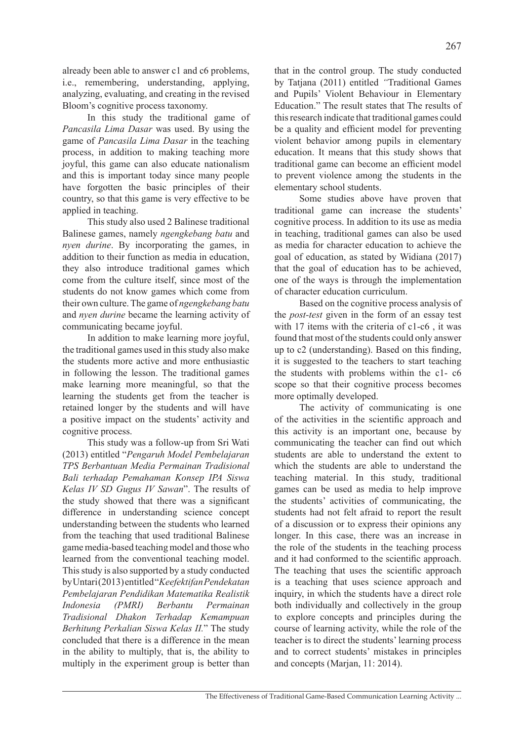already been able to answer c1 and c6 problems, i.e., remembering, understanding, applying, analyzing, evaluating, and creating in the revised Bloom's cognitive process taxonomy.

In this study the traditional game of *Pancasila Lima Dasar* was used. By using the game of *Pancasila Lima Dasar* in the teaching process, in addition to making teaching more joyful, this game can also educate nationalism and this is important today since many people have forgotten the basic principles of their country, so that this game is very effective to be applied in teaching.

This study also used 2 Balinese traditional Balinese games, namely *ngengkebang batu* and *nyen durine*. By incorporating the games, in addition to their function as media in education, they also introduce traditional games which come from the culture itself, since most of the students do not know games which come from their own culture. The game of *ngengkebang batu* and *nyen durine* became the learning activity of communicating became joyful.

In addition to make learning more joyful, the traditional games used in this study also make the students more active and more enthusiastic in following the lesson. The traditional games make learning more meaningful, so that the learning the students get from the teacher is retained longer by the students and will have a positive impact on the students' activity and cognitive process.

This study was a follow-up from Sri Wati (2013) entitled "*Pengaruh Model Pembelajaran TPS Berbantuan Media Permainan Tradisional Bali terhadap Pemahaman Konsep IPA Siswa Kelas IV SD Gugus IV Sawan*". The results of the study showed that there was a significant difference in understanding science concept understanding between the students who learned from the teaching that used traditional Balinese game media-based teaching model and those who learned from the conventional teaching model. This study is also supported by a study conducted by Untari (2013) entitled "*Keefektifan Pendekatan Pembelajaran Pendidikan Matematika Realistik Indonesia (PMRI) Berbantu Permainan Tradisional Dhakon Terhadap Kemampuan Berhitung Perkalian Siswa Kelas II.*" The study concluded that there is a difference in the mean in the ability to multiply, that is, the ability to multiply in the experiment group is better than that in the control group. The study conducted by Tatjana (2011) entitled "Traditional Games and Pupils' Violent Behaviour in Elementary Education." The result states that The results of this research indicate that traditional games could be a quality and efficient model for preventing violent behavior among pupils in elementary education. It means that this study shows that traditional game can become an efficient model to prevent violence among the students in the elementary school students.

Some studies above have proven that traditional game can increase the students' cognitive process. In addition to its use as media in teaching, traditional games can also be used as media for character education to achieve the goal of education, as stated by Widiana (2017) that the goal of education has to be achieved, one of the ways is through the implementation of character education curriculum.

Based on the cognitive process analysis of the *post-test* given in the form of an essay test with 17 items with the criteria of c1-c6 , it was found that most of the students could only answer up to c2 (understanding). Based on this finding, it is suggested to the teachers to start teaching the students with problems within the c1- c6 scope so that their cognitive process becomes more optimally developed.

The activity of communicating is one of the activities in the scientific approach and this activity is an important one, because by communicating the teacher can find out which students are able to understand the extent to which the students are able to understand the teaching material. In this study, traditional games can be used as media to help improve the students' activities of communicating, the students had not felt afraid to report the result of a discussion or to express their opinions any longer. In this case, there was an increase in the role of the students in the teaching process and it had conformed to the scientific approach. The teaching that uses the scientific approach is a teaching that uses science approach and inquiry, in which the students have a direct role both individually and collectively in the group to explore concepts and principles during the course of learning activity, while the role of the teacher is to direct the students' learning process and to correct students' mistakes in principles and concepts (Marjan, 11: 2014).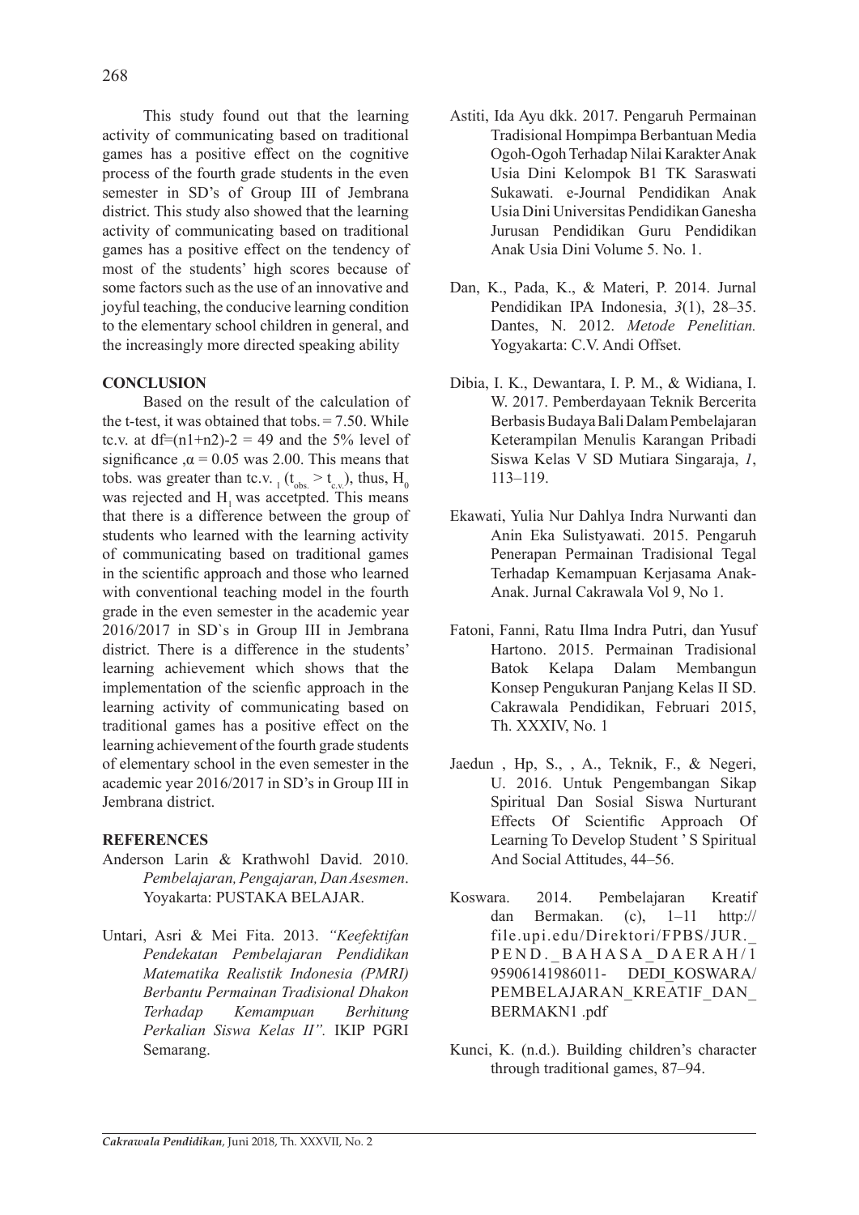This study found out that the learning activity of communicating based on traditional games has a positive effect on the cognitive process of the fourth grade students in the even semester in SD's of Group III of Jembrana district. This study also showed that the learning activity of communicating based on traditional games has a positive effect on the tendency of most of the students' high scores because of some factors such as the use of an innovative and joyful teaching, the conducive learning condition to the elementary school children in general, and the increasingly more directed speaking ability

## CONCLUSION

Based on the result of the calculation of the t-test, it was obtained that tobs. = 7.50. While tc.v. at df=(n1+n2)-2 = 49 and the 5% level of significance ,α = 0.05 was 2.00. This means that tobs. was greater than tc.v. $_1$ ($t_{obs.} > t_{c.v.}$), thus, $H_0$ was rejected and $H_1$ was accetpted. This means that there is a difference between the group of students who learned with the learning activity of communicating based on traditional games in the scientific approach and those who learned with conventional teaching model in the fourth grade in the even semester in the academic year 2016/2017 in SD`s in Group III in Jembrana district. There is a difference in the students' learning achievement which shows that the implementation of the scienfic approach in the learning activity of communicating based on traditional games has a positive effect on the learning achievement of the fourth grade students of elementary school in the even semester in the academic year 2016/2017 in SD's in Group III in Jembrana district.

## REFERENCES

Anderson Larin & Krathwohl David. 2010. *Pembelajaran, Pengajaran, Dan Asesmen*. Yoyakarta: PUSTAKA BELAJAR.

Untari, Asri & Mei Fita. 2013. *"Keefektifan Pendekatan Pembelajaran Pendidikan Matematika Realistik Indonesia (PMRI) Berbantu Permainan Tradisional Dhakon Terhadap Kemampuan Berhitung Perkalian Siswa Kelas II".* IKIP PGRI Semarang.

Astiti, Ida Ayu dkk. 2017. Pengaruh Permainan Tradisional Hompimpa Berbantuan Media Ogoh-Ogoh Terhadap Nilai Karakter Anak Usia Dini Kelompok B1 TK Saraswati Sukawati. e-Journal Pendidikan Anak Usia Dini Universitas Pendidikan Ganesha Jurusan Pendidikan Guru Pendidikan Anak Usia Dini Volume 5. No. 1.

Dan, K., Pada, K., & Materi, P. 2014. Jurnal Pendidikan IPA Indonesia, *3*(1), 28–35. Dantes, N. 2012. *Metode Penelitian.* Yogyakarta: C.V. Andi Offset.

Dibia, I. K., Dewantara, I. P. M., & Widiana, I. W. 2017. Pemberdayaan Teknik Bercerita Berbasis Budaya Bali Dalam Pembelajaran Keterampilan Menulis Karangan Pribadi Siswa Kelas V SD Mutiara Singaraja, *1*, 113–119.

Ekawati, Yulia Nur Dahlya Indra Nurwanti dan Anin Eka Sulistyawati. 2015. Pengaruh Penerapan Permainan Tradisional Tegal Terhadap Kemampuan Kerjasama Anak-Anak. Jurnal Cakrawala Vol 9, No 1.

Fatoni, Fanni, Ratu Ilma Indra Putri, dan Yusuf Hartono. 2015. Permainan Tradisional Batok Kelapa Dalam Membangun Konsep Pengukuran Panjang Kelas II SD. Cakrawala Pendidikan, Februari 2015, Th. XXXIV, No. 1

Jaedun , Hp, S., , A., Teknik, F., & Negeri, U. 2016. Untuk Pengembangan Sikap Spiritual Dan Sosial Siswa Nurturant Effects Of Scientific Approach Of Learning To Develop Student ' S Spiritual And Social Attitudes, 44–56.

Koswara. 2014. Pembelajaran Kreatif dan Bermakan. (c), 1–11 http://file.upi.edu/Direktori/FPBS/JUR._PEND._BAHASA_DAERAH/195906141986011- DEDI_KOSWARA/PEMBELAJARAN_KREATIF_DAN_BERMAKN1 .pdf

Kunci, K. (n.d.). Building children's character through traditional games, 87–94.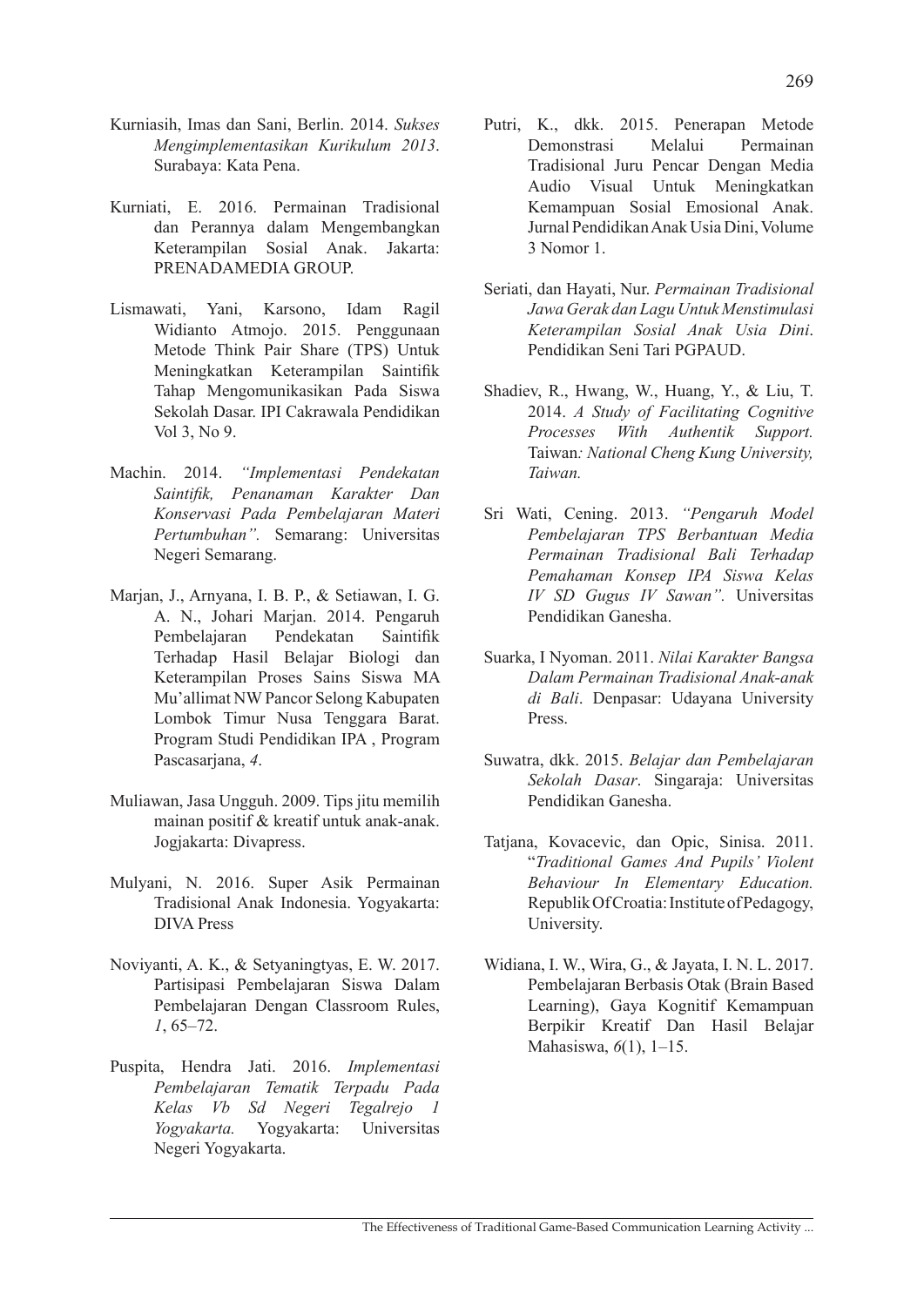Kurniasih, Imas dan Sani, Berlin. 2014. *Sukses Mengimplementasikan Kurikulum 2013*. Surabaya: Kata Pena.

Kurniati, E. 2016. Permainan Tradisional dan Perannya dalam Mengembangkan Keterampilan Sosial Anak. Jakarta: PRENADAMEDIA GROUP.

Lismawati, Yani, Karsono, Idam Ragil Widianto Atmojo. 2015. Penggunaan Metode Think Pair Share (TPS) Untuk Meningkatkan Keterampilan Saintifik Tahap Mengomunikasikan Pada Siswa Sekolah Dasar. IPI Cakrawala Pendidikan Vol 3, No 9.

Machin. 2014. *"Implementasi Pendekatan Saintifik, Penanaman Karakter Dan Konservasi Pada Pembelajaran Materi Pertumbuhan".* Semarang: Universitas Negeri Semarang.

Marjan, J., Arnyana, I. B. P., & Setiawan, I. G. A. N., Johari Marjan. 2014. Pengaruh Pembelajaran Pendekatan Saintifik Terhadap Hasil Belajar Biologi dan Keterampilan Proses Sains Siswa MA Mu'allimat NW Pancor Selong Kabupaten Lombok Timur Nusa Tenggara Barat. Program Studi Pendidikan IPA , Program Pascasarjana, *4*.

Muliawan, Jasa Ungguh. 2009. Tips jitu memilih mainan positif & kreatif untuk anak-anak. Jogjakarta: Divapress.

Mulyani, N. 2016. Super Asik Permainan Tradisional Anak Indonesia. Yogyakarta: DIVA Press

Noviyanti, A. K., & Setyaningtyas, E. W. 2017. Partisipasi Pembelajaran Siswa Dalam Pembelajaran Dengan Classroom Rules, *1*, 65–72.

Puspita, Hendra Jati. 2016. *Implementasi Pembelajaran Tematik Terpadu Pada Kelas Vb Sd Negeri Tegalrejo 1 Yogyakarta.* Yogyakarta: Universitas Negeri Yogyakarta.

Putri, K., dkk. 2015. Penerapan Metode Demonstrasi Melalui Permainan Tradisional Juru Pencar Dengan Media Audio Visual Untuk Meningkatkan Kemampuan Sosial Emosional Anak. Jurnal Pendidikan Anak Usia Dini, Volume 3 Nomor 1.

Seriati, dan Hayati, Nur. *Permainan Tradisional Jawa Gerak dan Lagu Untuk Menstimulasi Keterampilan Sosial Anak Usia Dini*. Pendidikan Seni Tari PGPAUD.

Shadiev, R., Hwang, W., Huang, Y., & Liu, T. 2014. *A Study of Facilitating Cognitive Processes With Authentik Support.* Taiwan*: National Cheng Kung University, Taiwan.*

Sri Wati, Cening. 2013. *"Pengaruh Model Pembelajaran TPS Berbantuan Media Permainan Tradisional Bali Terhadap Pemahaman Konsep IPA Siswa Kelas IV SD Gugus IV Sawan".* Universitas Pendidikan Ganesha.

Suarka, I Nyoman. 2011. *Nilai Karakter Bangsa Dalam Permainan Tradisional Anak-anak di Bali*. Denpasar: Udayana University Press.

Suwatra, dkk. 2015. *Belajar dan Pembelajaran Sekolah Dasar*. Singaraja: Universitas Pendidikan Ganesha.

Tatjana, Kovacevic, dan Opic, Sinisa. 2011. "*Traditional Games And Pupils' Violent Behaviour In Elementary Education.* Republik Of Croatia: Institute of Pedagogy, University.

Widiana, I. W., Wira, G., & Jayata, I. N. L. 2017. Pembelajaran Berbasis Otak (Brain Based Learning), Gaya Kognitif Kemampuan Berpikir Kreatif Dan Hasil Belajar Mahasiswa, *6*(1), 1–15.